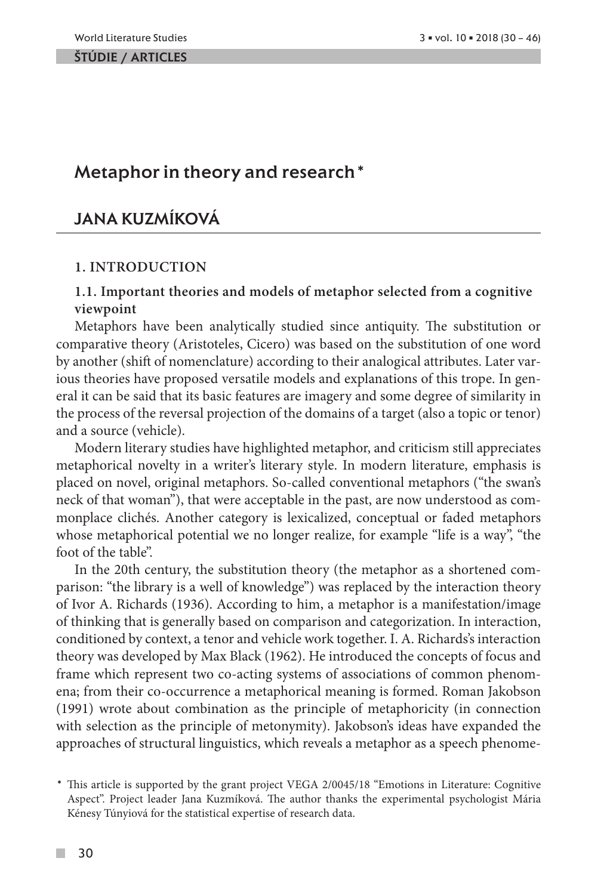ŠTÚDIE / ARTICLES

# Metaphor in theory and research*

## JANA KUZMÍKOVÁ

### 1. INTRODUCTION

#### 1.1. Important theories and models of metaphor selected from a cognitive viewpoint

Metaphors have been analytically studied since antiquity. The substitution or comparative theory (Aristoteles, Cicero) was based on the substitution of one word by another (shift of nomenclature) according to their analogical attributes. Later various theories have proposed versatile models and explanations of this trope. In general it can be said that its basic features are imagery and some degree of similarity in the process of the reversal projection of the domains of a target (also a topic or tenor) and a source (vehicle).

Modern literary studies have highlighted metaphor, and criticism still appreciates metaphorical novelty in a writer's literary style. In modern literature, emphasis is placed on novel, original metaphors. So-called conventional metaphors ("the swan's neck of that woman"), that were acceptable in the past, are now understood as commonplace clichés. Another category is lexicalized, conceptual or faded metaphors whose metaphorical potential we no longer realize, for example "life is a way", "the foot of the table".

In the 20th century, the substitution theory (the metaphor as a shortened comparison: "the library is a well of knowledge") was replaced by the interaction theory of Ivor A. Richards (1936). According to him, a metaphor is a manifestation/image of thinking that is generally based on comparison and categorization. In interaction, conditioned by context, a tenor and vehicle work together. I. A. Richards's interaction theory was developed by Max Black (1962). He introduced the concepts of focus and frame which represent two co-acting systems of associations of common phenomena; from their co-occurrence a metaphorical meaning is formed. Roman Jakobson (1991) wrote about combination as the principle of metaphoricity (in connection with selection as the principle of metonymity). Jakobson's ideas have expanded the approaches of structural linguistics, which reveals a metaphor as a speech phenome-

\* This article is supported by the grant project VEGA 2/0045/18 "Emotions in Literature: Cognitive Aspect". Project leader Jana Kuzmíková. The author thanks the experimental psychologist Mária Kénesy Túnyiová for the statistical expertise of research data.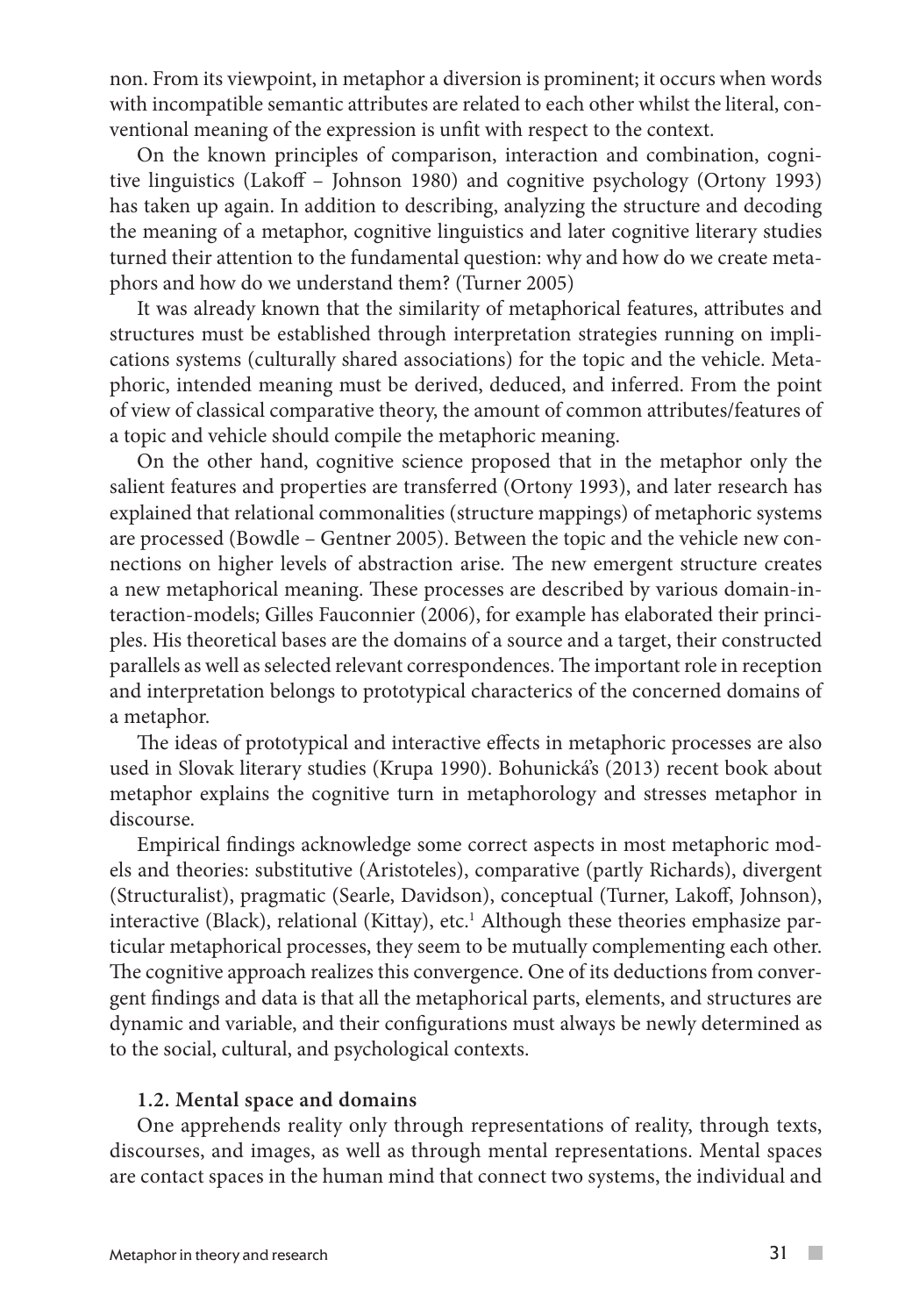non. From its viewpoint, in metaphor a diversion is prominent; it occurs when words with incompatible semantic attributes are related to each other whilst the literal, conventional meaning of the expression is unfit with respect to the context.

On the known principles of comparison, interaction and combination, cognitive linguistics (Lakoff – Johnson 1980) and cognitive psychology (Ortony 1993) has taken up again. In addition to describing, analyzing the structure and decoding the meaning of a metaphor, cognitive linguistics and later cognitive literary studies turned their attention to the fundamental question: why and how do we create metaphors and how do we understand them? (Turner 2005)

It was already known that the similarity of metaphorical features, attributes and structures must be established through interpretation strategies running on implications systems (culturally shared associations) for the topic and the vehicle. Metaphoric, intended meaning must be derived, deduced, and inferred. From the point of view of classical comparative theory, the amount of common attributes/features of a topic and vehicle should compile the metaphoric meaning.

On the other hand, cognitive science proposed that in the metaphor only the salient features and properties are transferred (Ortony 1993), and later research has explained that relational commonalities (structure mappings) of metaphoric systems are processed (Bowdle – Gentner 2005). Between the topic and the vehicle new connections on higher levels of abstraction arise. The new emergent structure creates a new metaphorical meaning. These processes are described by various domain-interaction-models; Gilles Fauconnier (2006), for example has elaborated their principles. His theoretical bases are the domains of a source and a target, their constructed parallels as well as selected relevant correspondences. The important role in reception and interpretation belongs to prototypical characterics of the concerned domains of a metaphor.

The ideas of prototypical and interactive effects in metaphoric processes are also used in Slovak literary studies (Krupa 1990). Bohunická's (2013) recent book about metaphor explains the cognitive turn in metaphorology and stresses metaphor in discourse.

Empirical findings acknowledge some correct aspects in most metaphoric models and theories: substitutive (Aristoteles), comparative (partly Richards), divergent (Structuralist), pragmatic (Searle, Davidson), conceptual (Turner, Lakoff, Johnson), interactive (Black), relational (Kittay), etc.[1] Although these theories emphasize particular metaphorical processes, they seem to be mutually complementing each other. The cognitive approach realizes this convergence. One of its deductions from convergent findings and data is that all the metaphorical parts, elements, and structures are dynamic and variable, and their configurations must always be newly determined as to the social, cultural, and psychological contexts.

### 1.2. Mental space and domains

One apprehends reality only through representations of reality, through texts, discourses, and images, as well as through mental representations. Mental spaces are contact spaces in the human mind that connect two systems, the individual and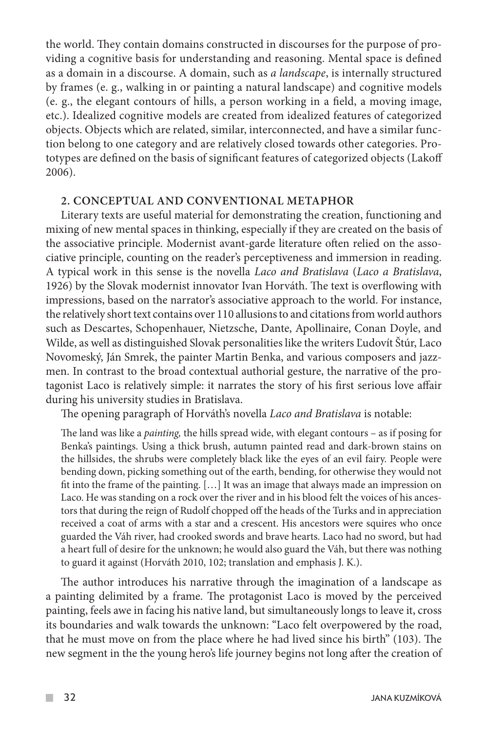the world. They contain domains constructed in discourses for the purpose of providing a cognitive basis for understanding and reasoning. Mental space is defined as a domain in a discourse. A domain, such as *a landscape*, is internally structured by frames (e. g., walking in or painting a natural landscape) and cognitive models (e. g., the elegant contours of hills, a person working in a field, a moving image, etc.). Idealized cognitive models are created from idealized features of categorized objects. Objects which are related, similar, interconnected, and have a similar function belong to one category and are relatively closed towards other categories. Prototypes are defined on the basis of significant features of categorized objects (Lakoff 2006).

## 2. CONCEPTUAL AND CONVENTIONAL METAPHOR

Literary texts are useful material for demonstrating the creation, functioning and mixing of new mental spaces in thinking, especially if they are created on the basis of the associative principle. Modernist avant-garde literature often relied on the associative principle, counting on the reader's perceptiveness and immersion in reading. A typical work in this sense is the novella *Laco and Bratislava* (*Laco a Bratislava*, 1926) by the Slovak modernist innovator Ivan Horváth. The text is overflowing with impressions, based on the narrator's associative approach to the world. For instance, the relatively short text contains over 110 allusions to and citations from world authors such as Descartes, Schopenhauer, Nietzsche, Dante, Apollinaire, Conan Doyle, and Wilde, as well as distinguished Slovak personalities like the writers Ľudovít Štúr, Laco Novomeský, Ján Smrek, the painter Martin Benka, and various composers and jazzmen. In contrast to the broad contextual authorial gesture, the narrative of the protagonist Laco is relatively simple: it narrates the story of his first serious love affair during his university studies in Bratislava.

The opening paragraph of Horváth's novella *Laco and Bratislava* is notable:

> The land was like a *painting,* the hills spread wide, with elegant contours – as if posing for Benka's paintings. Using a thick brush, autumn painted read and dark-brown stains on the hillsides, the shrubs were completely black like the eyes of an evil fairy. People were bending down, picking something out of the earth, bending, for otherwise they would not fit into the frame of the painting. […] It was an image that always made an impression on Laco. He was standing on a rock over the river and in his blood felt the voices of his ancestors that during the reign of Rudolf chopped off the heads of the Turks and in appreciation received a coat of arms with a star and a crescent. His ancestors were squires who once guarded the Váh river, had crooked swords and brave hearts. Laco had no sword, but had a heart full of desire for the unknown; he would also guard the Váh, but there was nothing to guard it against (Horváth 2010, 102; translation and emphasis J. K.).

The author introduces his narrative through the imagination of a landscape as a painting delimited by a frame. The protagonist Laco is moved by the perceived painting, feels awe in facing his native land, but simultaneously longs to leave it, cross its boundaries and walk towards the unknown: "Laco felt overpowered by the road, that he must move on from the place where he had lived since his birth" (103). The new segment in the the young hero's life journey begins not long after the creation of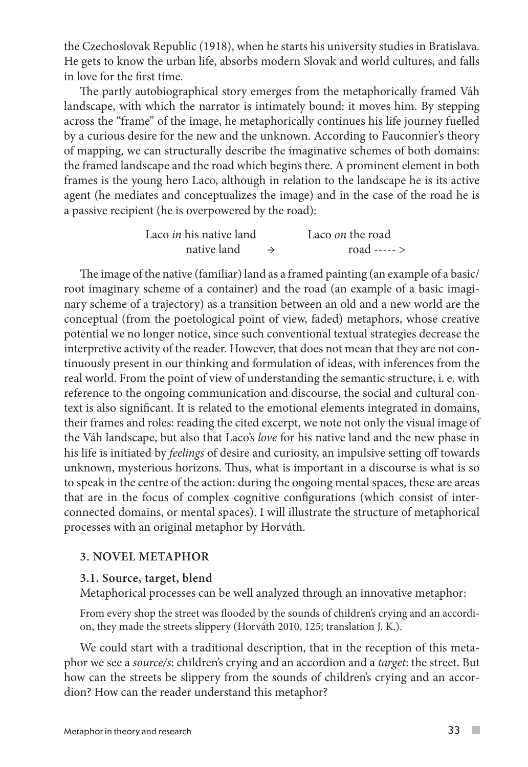the Czechoslovak Republic (1918), when he starts his university studies in Bratislava. He gets to know the urban life, absorbs modern Slovak and world cultures, and falls in love for the first time.

The partly autobiographical story emerges from the metaphorically framed Váh landscape, with which the narrator is intimately bound: it moves him. By stepping across the "frame" of the image, he metaphorically continues his life journey fuelled by a curious desire for the new and the unknown. According to Fauconnier's theory of mapping, we can structurally describe the imaginative schemes of both domains: the framed landscape and the road which begins there. A prominent element in both frames is the young hero Laco, although in relation to the landscape he is its active agent (he mediates and conceptualizes the image) and in the case of the road he is a passive recipient (he is overpowered by the road):

| Laco *in* his native land | | Laco *on* the road |
|---|---|---|
| native land | → | road ----- > |

The image of the native (familiar) land as a framed painting (an example of a basic/root imaginary scheme of a container) and the road (an example of a basic imaginary scheme of a trajectory) as a transition between an old and a new world are the conceptual (from the poetological point of view, faded) metaphors, whose creative potential we no longer notice, since such conventional textual strategies decrease the interpretive activity of the reader. However, that does not mean that they are not continuously present in our thinking and formulation of ideas, with inferences from the real world. From the point of view of understanding the semantic structure, i. e. with reference to the ongoing communication and discourse, the social and cultural context is also significant. It is related to the emotional elements integrated in domains, their frames and roles: reading the cited excerpt, we note not only the visual image of the Váh landscape, but also that Laco's *love* for his native land and the new phase in his life is initiated by *feelings* of desire and curiosity, an impulsive setting off towards unknown, mysterious horizons. Thus, what is important in a discourse is what is so to speak in the centre of the action: during the ongoing mental spaces, these are areas that are in the focus of complex cognitive configurations (which consist of interconnected domains, or mental spaces). I will illustrate the structure of metaphorical processes with an original metaphor by Horváth.

## 3. NOVEL METAPHOR

### 3.1. Source, target, blend

Metaphorical processes can be well analyzed through an innovative metaphor:

> From every shop the street was flooded by the sounds of children's crying and an accordion, they made the streets slippery (Horváth 2010, 125; translation J. K.).

We could start with a traditional description, that in the reception of this metaphor we see a *source/s*: children's crying and an accordion and a *target*: the street. But how can the streets be slippery from the sounds of children's crying and an accordion? How can the reader understand this metaphor?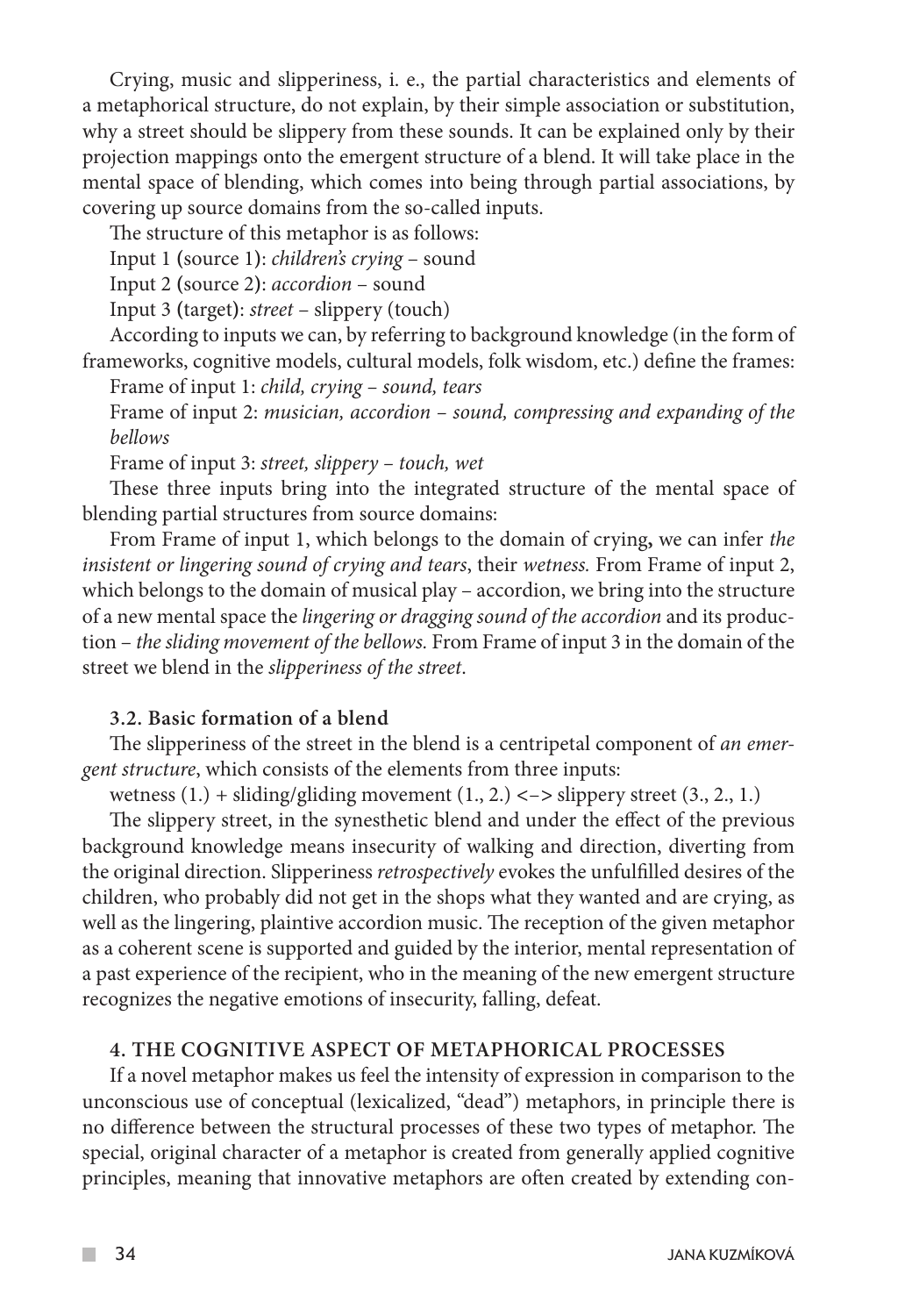Crying, music and slipperiness, i. e., the partial characteristics and elements of a metaphorical structure, do not explain, by their simple association or substitution, why a street should be slippery from these sounds. It can be explained only by their projection mappings onto the emergent structure of a blend. It will take place in the mental space of blending, which comes into being through partial associations, by covering up source domains from the so-called inputs.

The structure of this metaphor is as follows:

Input 1 (source 1): *children's crying* – sound

Input 2 (source 2): *accordion* – sound

Input 3 (target): *street* – slippery (touch)

According to inputs we can, by referring to background knowledge (in the form of frameworks, cognitive models, cultural models, folk wisdom, etc.) define the frames:

Frame of input 1: *child, crying – sound, tears*

Frame of input 2: *musician, accordion – sound, compressing and expanding of the bellows*

Frame of input 3: *street, slippery – touch, wet*

These three inputs bring into the integrated structure of the mental space of blending partial structures from source domains:

From Frame of input 1, which belongs to the domain of crying**,** we can infer *the insistent or lingering sound of crying and tears*, their *wetness.* From Frame of input 2, which belongs to the domain of musical play – accordion, we bring into the structure of a new mental space the *lingering or dragging sound of the accordion* and its production – *the sliding movement of the bellows.* From Frame of input 3 in the domain of the street we blend in the *slipperiness of the street*.

### 3.2. Basic formation of a blend

The slipperiness of the street in the blend is a centripetal component of *an emergent structure*, which consists of the elements from three inputs:

wetness (1.) + sliding/gliding movement (1., 2.) <–> slippery street (3., 2., 1.)

The slippery street, in the synesthetic blend and under the effect of the previous background knowledge means insecurity of walking and direction, diverting from the original direction. Slipperiness *retrospectively* evokes the unfulfilled desires of the children, who probably did not get in the shops what they wanted and are crying, as well as the lingering, plaintive accordion music. The reception of the given metaphor as a coherent scene is supported and guided by the interior, mental representation of a past experience of the recipient, who in the meaning of the new emergent structure recognizes the negative emotions of insecurity, falling, defeat.

## 4. THE COGNITIVE ASPECT OF METAPHORICAL PROCESSES

If a novel metaphor makes us feel the intensity of expression in comparison to the unconscious use of conceptual (lexicalized, "dead") metaphors, in principle there is no difference between the structural processes of these two types of metaphor. The special, original character of a metaphor is created from generally applied cognitive principles, meaning that innovative metaphors are often created by extending con-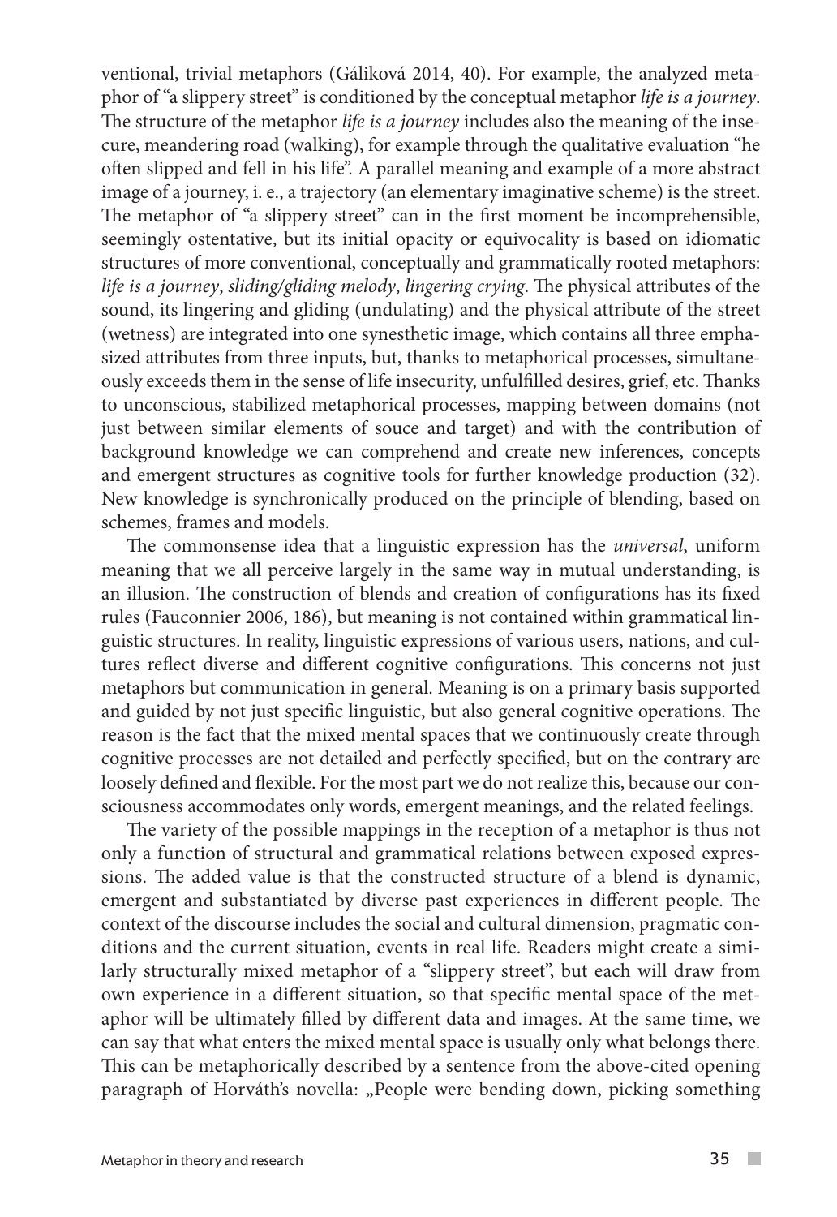ventional, trivial metaphors (Gáliková 2014, 40). For example, the analyzed metaphor of "a slippery street" is conditioned by the conceptual metaphor *life is a journey*. The structure of the metaphor *life is a journey* includes also the meaning of the insecure, meandering road (walking), for example through the qualitative evaluation "he often slipped and fell in his life". A parallel meaning and example of a more abstract image of a journey, i. e., a trajectory (an elementary imaginative scheme) is the street. The metaphor of "a slippery street" can in the first moment be incomprehensible, seemingly ostentative, but its initial opacity or equivocality is based on idiomatic structures of more conventional, conceptually and grammatically rooted metaphors: *life is a journey*, *sliding/gliding melody*, *lingering crying*. The physical attributes of the sound, its lingering and gliding (undulating) and the physical attribute of the street (wetness) are integrated into one synesthetic image, which contains all three emphasized attributes from three inputs, but, thanks to metaphorical processes, simultaneously exceeds them in the sense of life insecurity, unfulfilled desires, grief, etc. Thanks to unconscious, stabilized metaphorical processes, mapping between domains (not just between similar elements of souce and target) and with the contribution of background knowledge we can comprehend and create new inferences, concepts and emergent structures as cognitive tools for further knowledge production (32). New knowledge is synchronically produced on the principle of blending, based on schemes, frames and models.

The commonsense idea that a linguistic expression has the *universal*, uniform meaning that we all perceive largely in the same way in mutual understanding, is an illusion. The construction of blends and creation of configurations has its fixed rules (Fauconnier 2006, 186), but meaning is not contained within grammatical linguistic structures. In reality, linguistic expressions of various users, nations, and cultures reflect diverse and different cognitive configurations. This concerns not just metaphors but communication in general. Meaning is on a primary basis supported and guided by not just specific linguistic, but also general cognitive operations. The reason is the fact that the mixed mental spaces that we continuously create through cognitive processes are not detailed and perfectly specified, but on the contrary are loosely defined and flexible. For the most part we do not realize this, because our consciousness accommodates only words, emergent meanings, and the related feelings.

The variety of the possible mappings in the reception of a metaphor is thus not only a function of structural and grammatical relations between exposed expressions. The added value is that the constructed structure of a blend is dynamic, emergent and substantiated by diverse past experiences in different people. The context of the discourse includes the social and cultural dimension, pragmatic conditions and the current situation, events in real life. Readers might create a similarly structurally mixed metaphor of a "slippery street", but each will draw from own experience in a different situation, so that specific mental space of the metaphor will be ultimately filled by different data and images. At the same time, we can say that what enters the mixed mental space is usually only what belongs there. This can be metaphorically described by a sentence from the above-cited opening paragraph of Horváth's novella: „People were bending down, picking something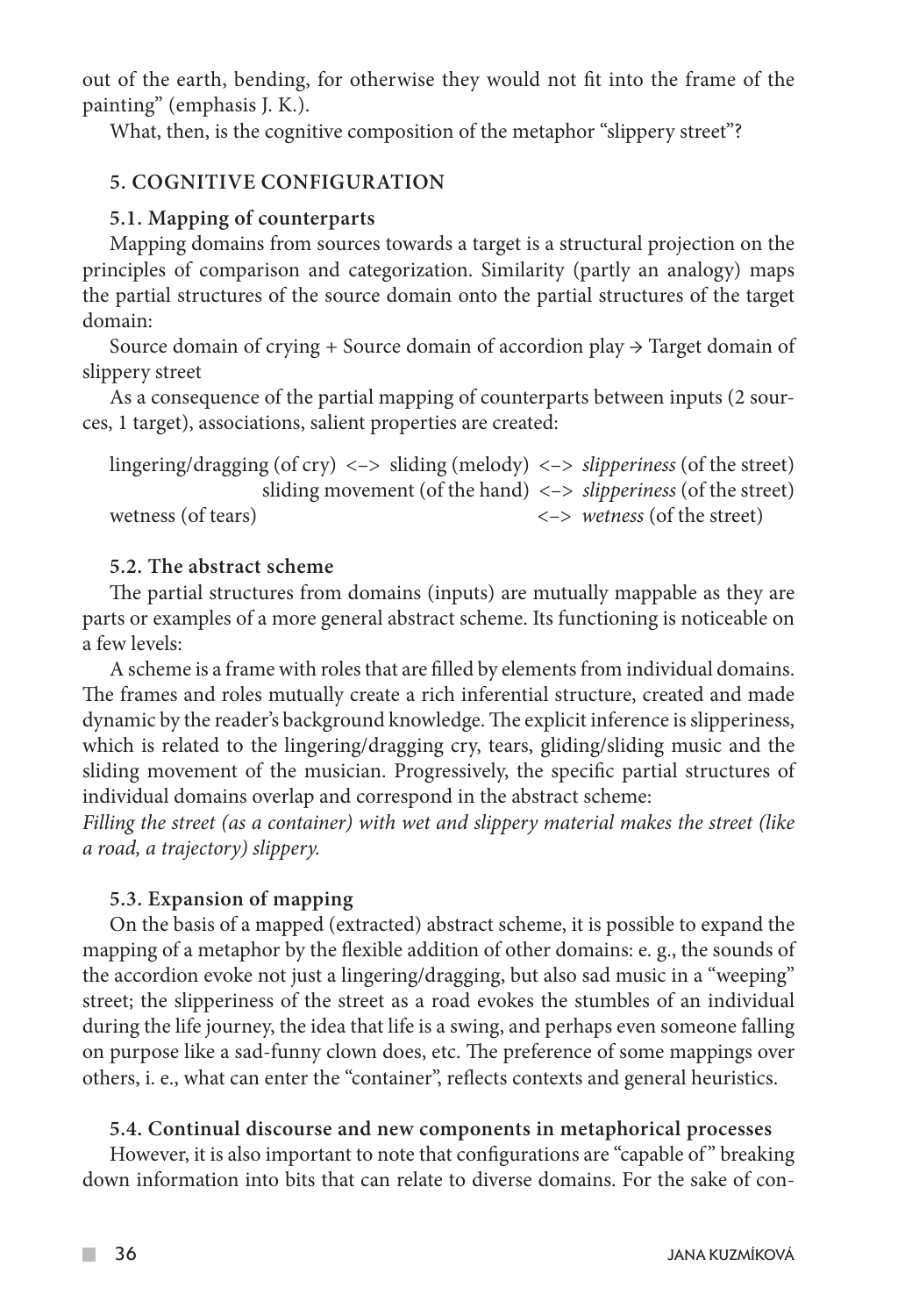out of the earth, bending, for otherwise they would not fit into the frame of the painting" (emphasis J. K.).

What, then, is the cognitive composition of the metaphor "slippery street"?

## 5. COGNITIVE CONFIGURATION

### 5.1. Mapping of counterparts

Mapping domains from sources towards a target is a structural projection on the principles of comparison and categorization. Similarity (partly an analogy) maps the partial structures of the source domain onto the partial structures of the target domain:

Source domain of crying + Source domain of accordion play → Target domain of slippery street

As a consequence of the partial mapping of counterparts between inputs (2 sources, 1 target), associations, salient properties are created:

lingering/dragging (of cry) <–> sliding (melody) <–> *slipperiness* (of the street)
sliding movement (of the hand) <–> *slipperiness* (of the street)
wetness (of tears) <–> *wetness* (of the street)

### 5.2. The abstract scheme

The partial structures from domains (inputs) are mutually mappable as they are parts or examples of a more general abstract scheme. Its functioning is noticeable on a few levels:

A scheme is a frame with roles that are filled by elements from individual domains. The frames and roles mutually create a rich inferential structure, created and made dynamic by the reader's background knowledge. The explicit inference is slipperiness, which is related to the lingering/dragging cry, tears, gliding/sliding music and the sliding movement of the musician. Progressively, the specific partial structures of individual domains overlap and correspond in the abstract scheme:

*Filling the street (as a container) with wet and slippery material makes the street (like a road, a trajectory) slippery.*

### 5.3. Expansion of mapping

On the basis of a mapped (extracted) abstract scheme, it is possible to expand the mapping of a metaphor by the flexible addition of other domains: e. g., the sounds of the accordion evoke not just a lingering/dragging, but also sad music in a "weeping" street; the slipperiness of the street as a road evokes the stumbles of an individual during the life journey, the idea that life is a swing, and perhaps even someone falling on purpose like a sad-funny clown does, etc. The preference of some mappings over others, i. e., what can enter the "container", reflects contexts and general heuristics.

### 5.4. Continual discourse and new components in metaphorical processes

However, it is also important to note that configurations are "capable of" breaking down information into bits that can relate to diverse domains. For the sake of con-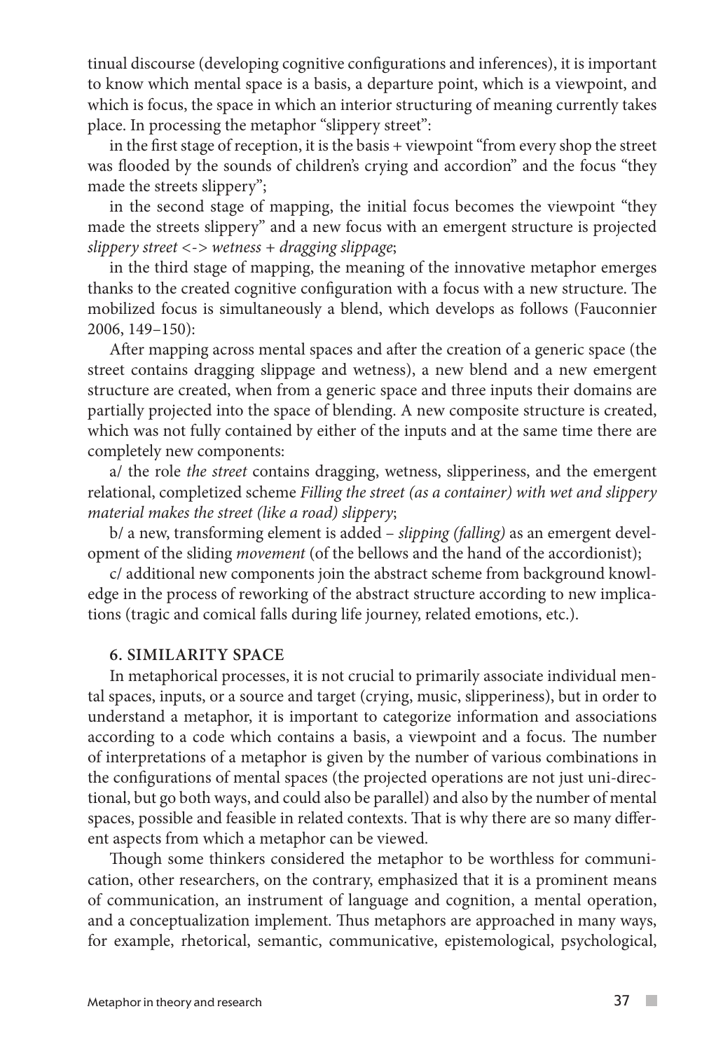tinual discourse (developing cognitive configurations and inferences), it is important to know which mental space is a basis, a departure point, which is a viewpoint, and which is focus, the space in which an interior structuring of meaning currently takes place. In processing the metaphor "slippery street":

in the first stage of reception, it is the basis + viewpoint "from every shop the street was flooded by the sounds of children's crying and accordion" and the focus "they made the streets slippery";

in the second stage of mapping, the initial focus becomes the viewpoint "they made the streets slippery" and a new focus with an emergent structure is projected *slippery street <-> wetness + dragging slippage*;

in the third stage of mapping, the meaning of the innovative metaphor emerges thanks to the created cognitive configuration with a focus with a new structure. The mobilized focus is simultaneously a blend, which develops as follows (Fauconnier 2006, 149–150):

After mapping across mental spaces and after the creation of a generic space (the street contains dragging slippage and wetness), a new blend and a new emergent structure are created, when from a generic space and three inputs their domains are partially projected into the space of blending. A new composite structure is created, which was not fully contained by either of the inputs and at the same time there are completely new components:

a/ the role *the street* contains dragging, wetness, slipperiness, and the emergent relational, completized scheme *Filling the street (as a container) with wet and slippery material makes the street (like a road) slippery*;

b/ a new, transforming element is added – *slipping (falling)* as an emergent development of the sliding *movement* (of the bellows and the hand of the accordionist);

c/ additional new components join the abstract scheme from background knowledge in the process of reworking of the abstract structure according to new implications (tragic and comical falls during life journey, related emotions, etc.).

## 6. SIMILARITY SPACE

In metaphorical processes, it is not crucial to primarily associate individual mental spaces, inputs, or a source and target (crying, music, slipperiness), but in order to understand a metaphor, it is important to categorize information and associations according to a code which contains a basis, a viewpoint and a focus. The number of interpretations of a metaphor is given by the number of various combinations in the configurations of mental spaces (the projected operations are not just uni-directional, but go both ways, and could also be parallel) and also by the number of mental spaces, possible and feasible in related contexts. That is why there are so many different aspects from which a metaphor can be viewed.

Though some thinkers considered the metaphor to be worthless for communication, other researchers, on the contrary, emphasized that it is a prominent means of communication, an instrument of language and cognition, a mental operation, and a conceptualization implement. Thus metaphors are approached in many ways, for example, rhetorical, semantic, communicative, epistemological, psychological,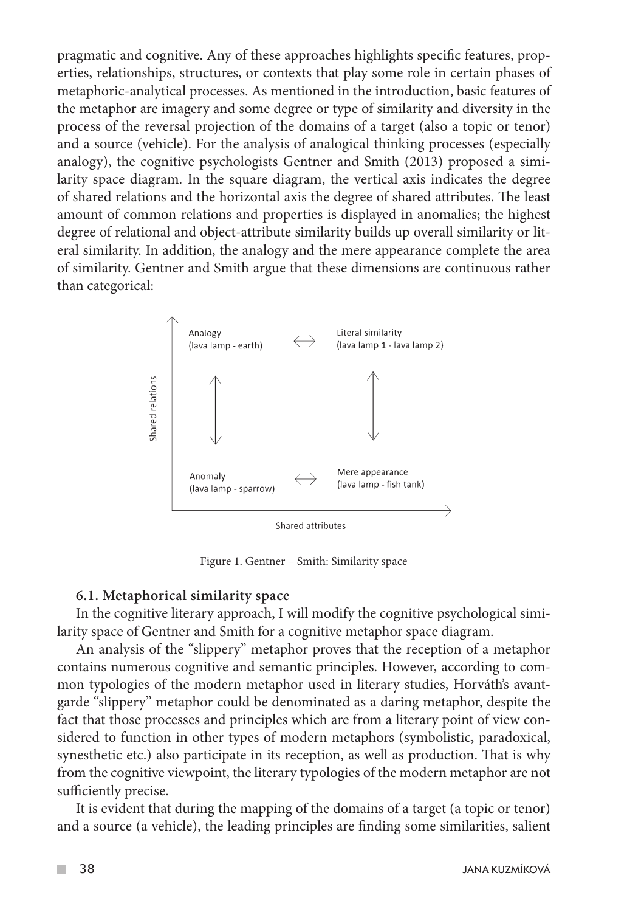pragmatic and cognitive. Any of these approaches highlights specific features, properties, relationships, structures, or contexts that play some role in certain phases of metaphoric-analytical processes. As mentioned in the introduction, basic features of the metaphor are imagery and some degree or type of similarity and diversity in the process of the reversal projection of the domains of a target (also a topic or tenor) and a source (vehicle). For the analysis of analogical thinking processes (especially analogy), the cognitive psychologists Gentner and Smith (2013) proposed a similarity space diagram. In the square diagram, the vertical axis indicates the degree of shared relations and the horizontal axis the degree of shared attributes. The least amount of common relations and properties is displayed in anomalies; the highest degree of relational and object-attribute similarity builds up overall similarity or literal similarity. In addition, the analogy and the mere appearance complete the area of similarity. Gentner and Smith argue that these dimensions are continuous rather than categorical:

| Shared relations ↑ | | |
|---|---|---|
| Analogy (lava lamp - earth) | ↔ | Literal similarity (lava lamp 1 - lava lamp 2) |
| ↕ | | ↕ |
| Anomaly (lava lamp - sparrow) | ↔ | Mere appearance (lava lamp - fish tank) |
| | Shared attributes → | |

Figure 1. Gentner – Smith: Similarity space

### 6.1. Metaphorical similarity space

In the cognitive literary approach, I will modify the cognitive psychological similarity space of Gentner and Smith for a cognitive metaphor space diagram.

An analysis of the "slippery" metaphor proves that the reception of a metaphor contains numerous cognitive and semantic principles. However, according to common typologies of the modern metaphor used in literary studies, Horváth's avant-garde "slippery" metaphor could be denominated as a daring metaphor, despite the fact that those processes and principles which are from a literary point of view considered to function in other types of modern metaphors (symbolistic, paradoxical, synesthetic etc.) also participate in its reception, as well as production. That is why from the cognitive viewpoint, the literary typologies of the modern metaphor are not sufficiently precise.

It is evident that during the mapping of the domains of a target (a topic or tenor) and a source (a vehicle), the leading principles are finding some similarities, salient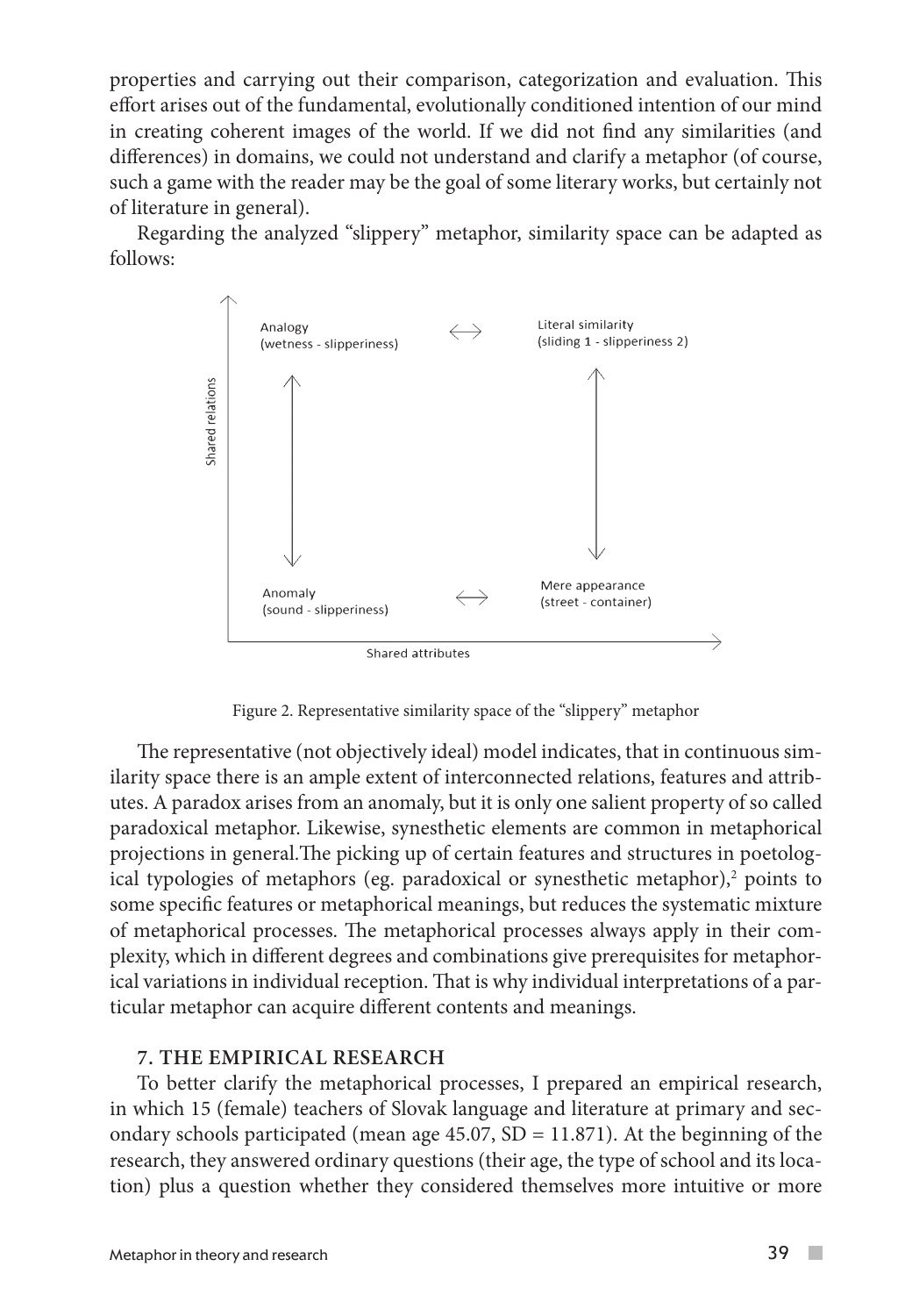properties and carrying out their comparison, categorization and evaluation. This effort arises out of the fundamental, evolutionally conditioned intention of our mind in creating coherent images of the world. If we did not find any similarities (and differences) in domains, we could not understand and clarify a metaphor (of course, such a game with the reader may be the goal of some literary works, but certainly not of literature in general).

Regarding the analyzed "slippery" metaphor, similarity space can be adapted as follows:

| Shared relations ↑ / Shared attributes → | | |
|---|---|---|
| Analogy (wetness - slipperiness) | ⟷ | Literal similarity (sliding 1 - slipperiness 2) |
| ↕ | | ↕ |
| Anomaly (sound - slipperiness) | ⟷ | Mere appearance (street - container) |

Figure 2. Representative similarity space of the "slippery" metaphor

The representative (not objectively ideal) model indicates, that in continuous similarity space there is an ample extent of interconnected relations, features and attributes. A paradox arises from an anomaly, but it is only one salient property of so called paradoxical metaphor. Likewise, synesthetic elements are common in metaphorical projections in general.The picking up of certain features and structures in poetological typologies of metaphors (eg. paradoxical or synesthetic metaphor),[2] points to some specific features or metaphorical meanings, but reduces the systematic mixture of metaphorical processes. The metaphorical processes always apply in their complexity, which in different degrees and combinations give prerequisites for metaphorical variations in individual reception. That is why individual interpretations of a particular metaphor can acquire different contents and meanings.

## 7. THE EMPIRICAL RESEARCH

To better clarify the metaphorical processes, I prepared an empirical research, in which 15 (female) teachers of Slovak language and literature at primary and secondary schools participated (mean age 45.07, SD = 11.871). At the beginning of the research, they answered ordinary questions (their age, the type of school and its location) plus a question whether they considered themselves more intuitive or more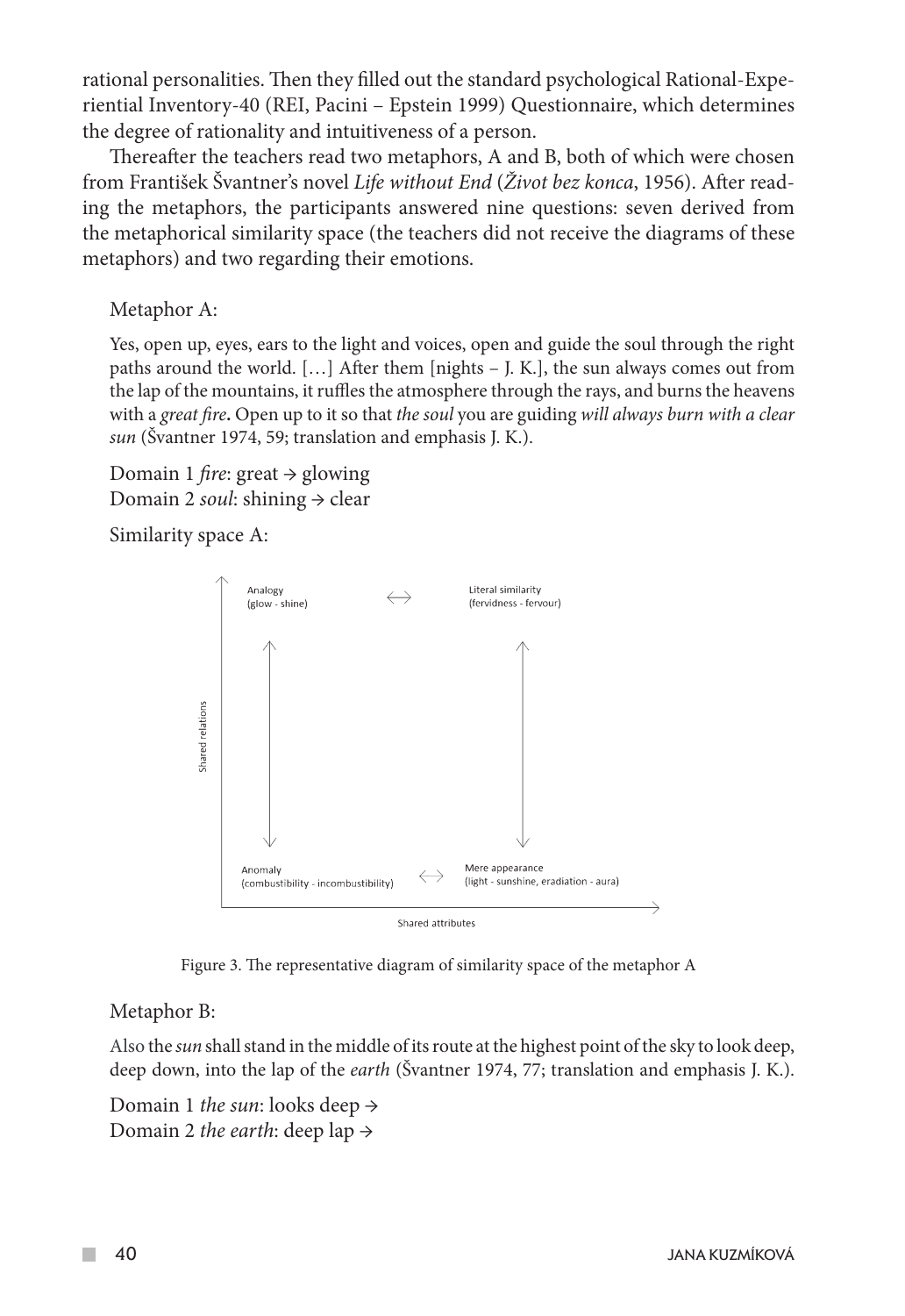rational personalities. Then they filled out the standard psychological Rational-Experiential Inventory-40 (REI, Pacini – Epstein 1999) Questionnaire, which determines the degree of rationality and intuitiveness of a person.

Thereafter the teachers read two metaphors, A and B, both of which were chosen from František Švantner's novel *Life without End* (*Život bez konca*, 1956). After reading the metaphors, the participants answered nine questions: seven derived from the metaphorical similarity space (the teachers did not receive the diagrams of these metaphors) and two regarding their emotions.

Metaphor A:

> Yes, open up, eyes, ears to the light and voices, open and guide the soul through the right paths around the world. […] After them [nights – J. K.], the sun always comes out from the lap of the mountains, it ruffles the atmosphere through the rays, and burns the heavens with a *great fire*. Open up to it so that *the soul* you are guiding *will always burn with a clear sun* (Švantner 1974, 59; translation and emphasis J. K.).

Domain 1 *fire*: great → glowing
Domain 2 *soul*: shining → clear

Similarity space A:

Analogy (glow - shine) ↔ Literal similarity (fervidness - fervour)

Anomaly (combustibility - incombustibility) ↔ Mere appearance (light - sunshine, eradiation - aura)

Shared relations / Shared attributes

Figure 3. The representative diagram of similarity space of the metaphor A

Metaphor B:

> Also the *sun* shall stand in the middle of its route at the highest point of the sky to look deep, deep down, into the lap of the *earth* (Švantner 1974, 77; translation and emphasis J. K.).

Domain 1 *the sun*: looks deep →
Domain 2 *the earth*: deep lap →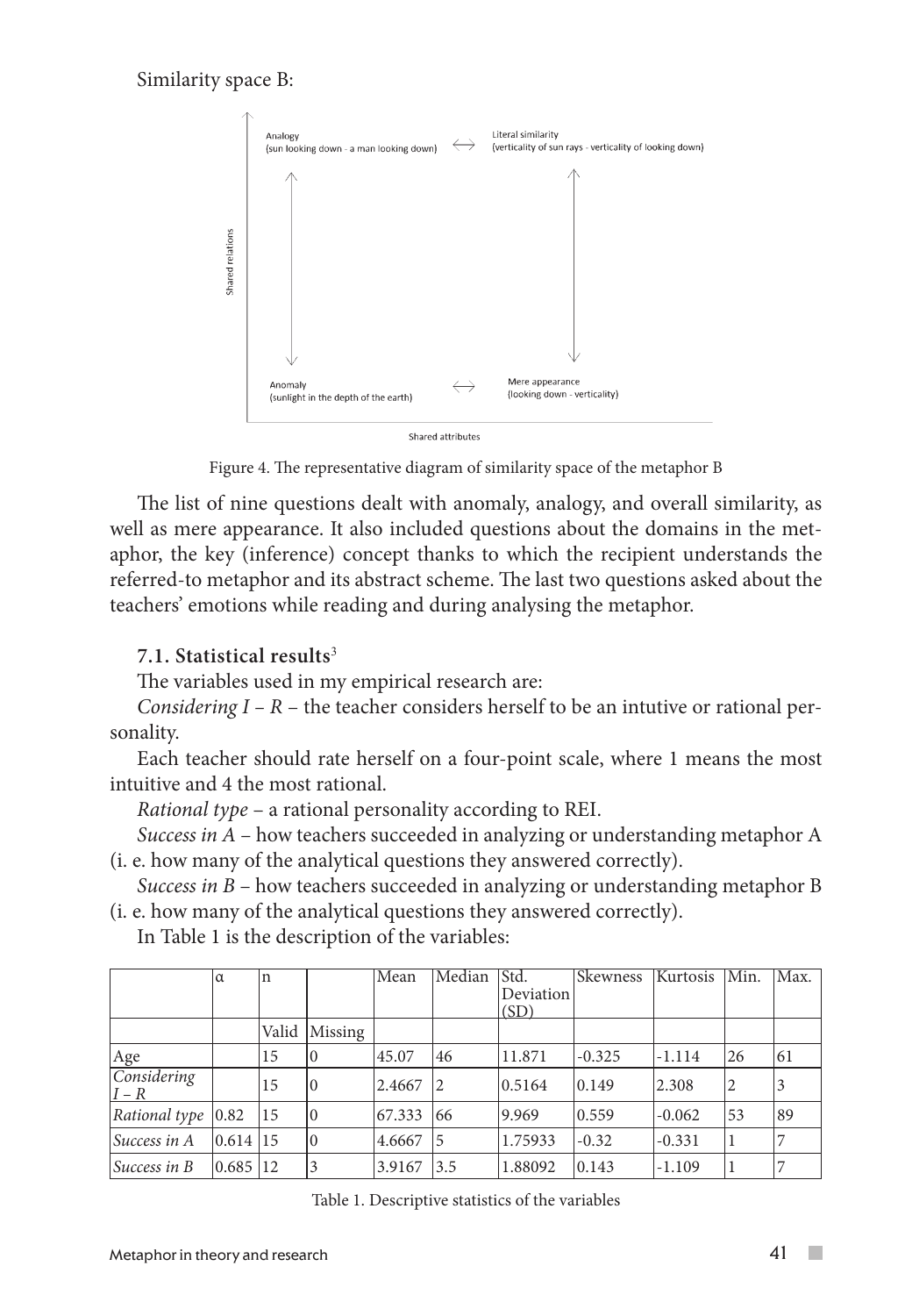Similarity space B:

Analogy
(sun looking down - a man looking down)

Literal similarity
(verticality of sun rays - verticality of looking down)

Anomaly
(sunlight in the depth of the earth)

Mere appearance
(looking down - verticality)

Shared relations

Shared attributes

Figure 4. The representative diagram of similarity space of the metaphor B

The list of nine questions dealt with anomaly, analogy, and overall similarity, as well as mere appearance. It also included questions about the domains in the metaphor, the key (inference) concept thanks to which the recipient understands the referred-to metaphor and its abstract scheme. The last two questions asked about the teachers' emotions while reading and during analysing the metaphor.

### 7.1. Statistical results[3]

The variables used in my empirical research are:

*Considering I – R* – the teacher considers herself to be an intutive or rational personality.

Each teacher should rate herself on a four-point scale, where 1 means the most intuitive and 4 the most rational.

*Rational type* – a rational personality according to REI.

*Success in A* – how teachers succeeded in analyzing or understanding metaphor A (i. e. how many of the analytical questions they answered correctly).

*Success in B* – how teachers succeeded in analyzing or understanding metaphor B (i. e. how many of the analytical questions they answered correctly).

In Table 1 is the description of the variables:

| | α | n | | Mean | Median | Std. Deviation (SD) | Skewness | Kurtosis | Min. | Max. |
|---|---|---|---|---|---|---|---|---|---|---|
| | | Valid | Missing | | | | | | | |
| Age | | 15 | 0 | 45.07 | 46 | 11.871 | -0.325 | -1.114 | 26 | 61 |
| *Considering I – R* | | 15 | 0 | 2.4667 | 2 | 0.5164 | 0.149 | 2.308 | 2 | 3 |
| *Rational type* | 0.82 | 15 | 0 | 67.333 | 66 | 9.969 | 0.559 | -0.062 | 53 | 89 |
| *Success in A* | 0.614 | 15 | 0 | 4.6667 | 5 | 1.75933 | -0.32 | -0.331 | 1 | 7 |
| *Success in B* | 0.685 | 12 | 3 | 3.9167 | 3.5 | 1.88092 | 0.143 | -1.109 | 1 | 7 |

Table 1. Descriptive statistics of the variables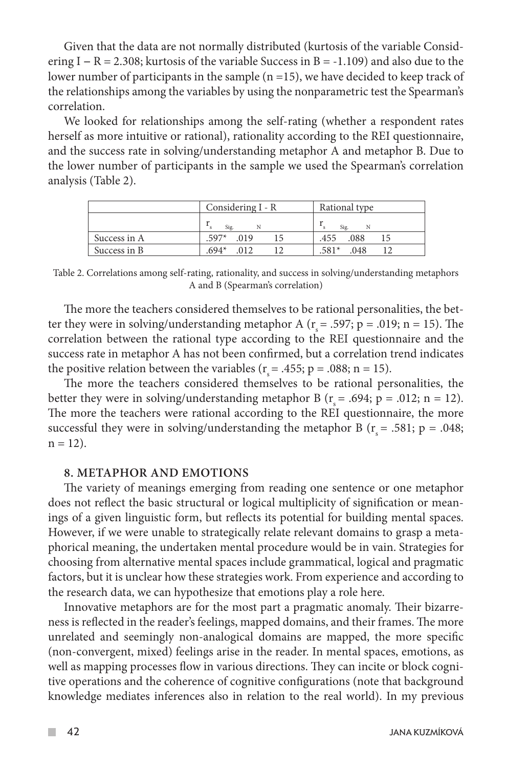Given that the data are not normally distributed (kurtosis of the variable Considering I – R = 2.308; kurtosis of the variable Success in B = -1.109) and also due to the lower number of participants in the sample (n =15), we have decided to keep track of the relationships among the variables by using the nonparametric test the Spearman's correlation.

We looked for relationships among the self-rating (whether a respondent rates herself as more intuitive or rational), rationality according to the REI questionnaire, and the success rate in solving/understanding metaphor A and metaphor B. Due to the lower number of participants in the sample we used the Spearman's correlation analysis (Table 2).

| | Considering I - R | | | Rational type | | |
|---|---|---|---|---|---|---|
| | $r_s$ | Sig. | N | $r_s$ | Sig. | N |
| Success in A | .597* | .019 | 15 | .455 | .088 | 15 |
| Success in B | .694* | .012 | 12 | .581* | .048 | 12 |

Table 2. Correlations among self-rating, rationality, and success in solving/understanding metaphors A and B (Spearman's correlation)

The more the teachers considered themselves to be rational personalities, the better they were in solving/understanding metaphor A ($r_s$ = .597; p = .019; n = 15). The correlation between the rational type according to the REI questionnaire and the success rate in metaphor A has not been confirmed, but a correlation trend indicates the positive relation between the variables ($r_s$ = .455; p = .088; n = 15).

The more the teachers considered themselves to be rational personalities, the better they were in solving/understanding metaphor B ($r_s$ = .694; p = .012; n = 12). The more the teachers were rational according to the REI questionnaire, the more successful they were in solving/understanding the metaphor B ($r_s$ = .581; p = .048; n = 12).

## 8. METAPHOR AND EMOTIONS

The variety of meanings emerging from reading one sentence or one metaphor does not reflect the basic structural or logical multiplicity of signification or meanings of a given linguistic form, but reflects its potential for building mental spaces. However, if we were unable to strategically relate relevant domains to grasp a metaphorical meaning, the undertaken mental procedure would be in vain. Strategies for choosing from alternative mental spaces include grammatical, logical and pragmatic factors, but it is unclear how these strategies work. From experience and according to the research data, we can hypothesize that emotions play a role here.

Innovative metaphors are for the most part a pragmatic anomaly. Their bizarreness is reflected in the reader's feelings, mapped domains, and their frames. The more unrelated and seemingly non-analogical domains are mapped, the more specific (non-convergent, mixed) feelings arise in the reader. In mental spaces, emotions, as well as mapping processes flow in various directions. They can incite or block cognitive operations and the coherence of cognitive configurations (note that background knowledge mediates inferences also in relation to the real world). In my previous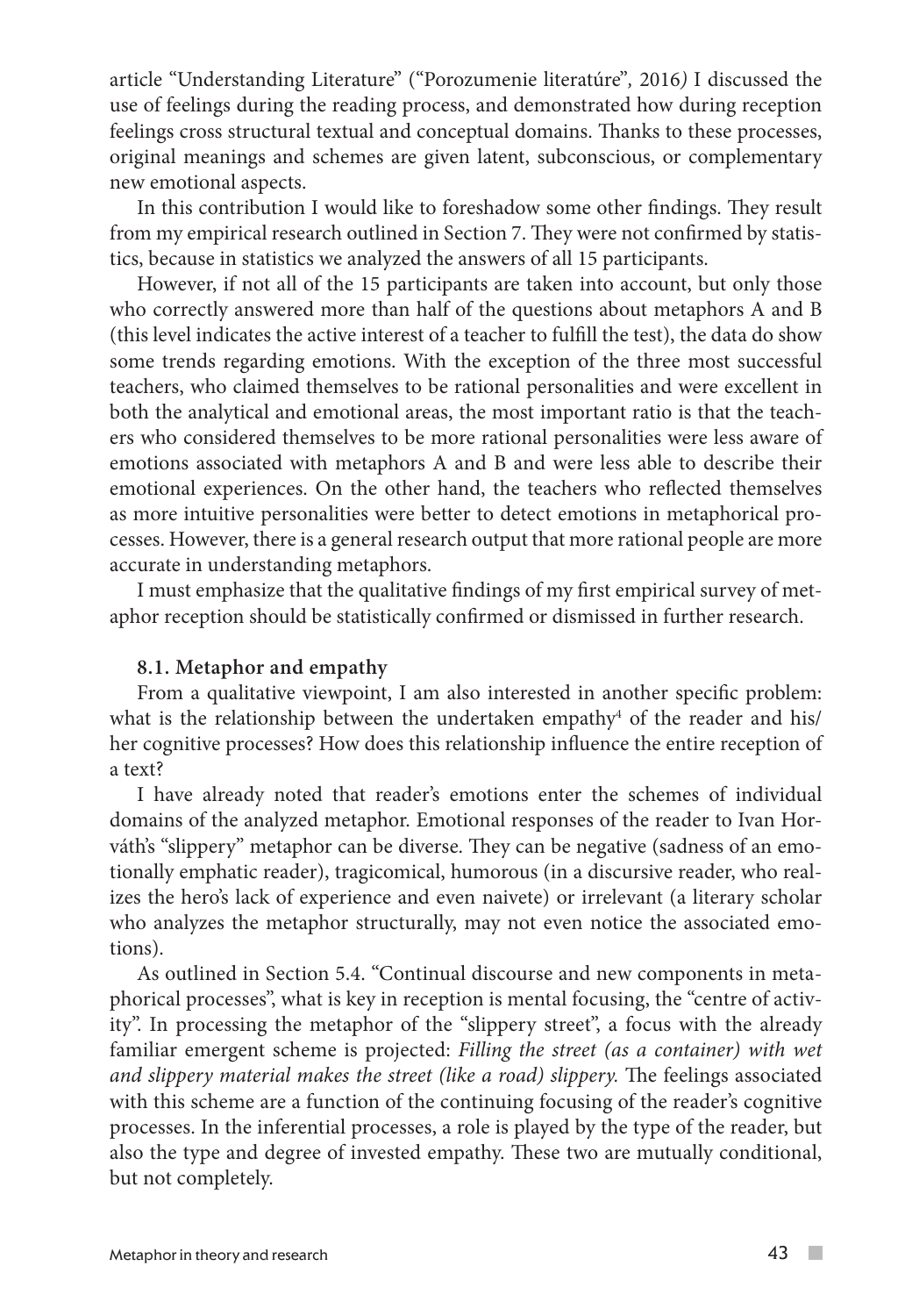article "Understanding Literature" ("Porozumenie literatúre", 2016*)* I discussed the use of feelings during the reading process, and demonstrated how during reception feelings cross structural textual and conceptual domains. Thanks to these processes, original meanings and schemes are given latent, subconscious, or complementary new emotional aspects.

In this contribution I would like to foreshadow some other findings. They result from my empirical research outlined in Section 7. They were not confirmed by statistics, because in statistics we analyzed the answers of all 15 participants.

However, if not all of the 15 participants are taken into account, but only those who correctly answered more than half of the questions about metaphors A and B (this level indicates the active interest of a teacher to fulfill the test), the data do show some trends regarding emotions. With the exception of the three most successful teachers, who claimed themselves to be rational personalities and were excellent in both the analytical and emotional areas, the most important ratio is that the teachers who considered themselves to be more rational personalities were less aware of emotions associated with metaphors A and B and were less able to describe their emotional experiences. On the other hand, the teachers who reflected themselves as more intuitive personalities were better to detect emotions in metaphorical processes. However, there is a general research output that more rational people are more accurate in understanding metaphors.

I must emphasize that the qualitative findings of my first empirical survey of metaphor reception should be statistically confirmed or dismissed in further research.

### 8.1. Metaphor and empathy

From a qualitative viewpoint, I am also interested in another specific problem: what is the relationship between the undertaken empathy[4] of the reader and his/her cognitive processes? How does this relationship influence the entire reception of a text?

I have already noted that reader's emotions enter the schemes of individual domains of the analyzed metaphor. Emotional responses of the reader to Ivan Horváth's "slippery" metaphor can be diverse. They can be negative (sadness of an emotionally emphatic reader), tragicomical, humorous (in a discursive reader, who realizes the hero's lack of experience and even naivete) or irrelevant (a literary scholar who analyzes the metaphor structurally, may not even notice the associated emotions).

As outlined in Section 5.4. "Continual discourse and new components in metaphorical processes", what is key in reception is mental focusing, the "centre of activity". In processing the metaphor of the "slippery street", a focus with the already familiar emergent scheme is projected: *Filling the street (as a container) with wet and slippery material makes the street (like a road) slippery.* The feelings associated with this scheme are a function of the continuing focusing of the reader's cognitive processes. In the inferential processes, a role is played by the type of the reader, but also the type and degree of invested empathy. These two are mutually conditional, but not completely.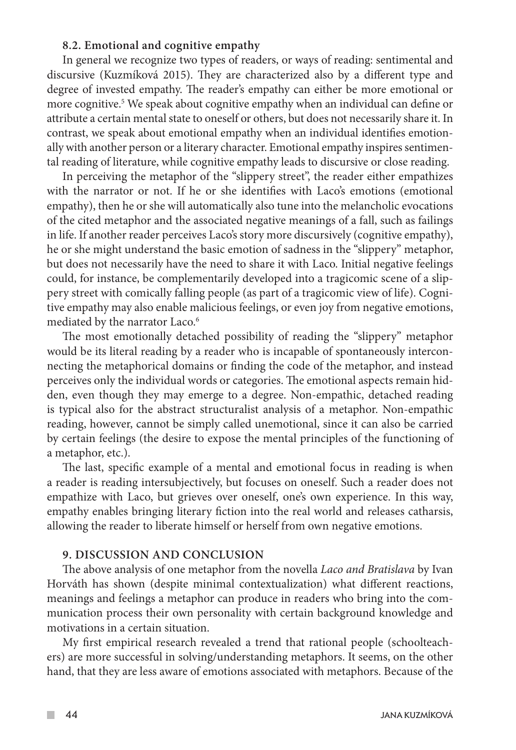### 8.2. Emotional and cognitive empathy

In general we recognize two types of readers, or ways of reading: sentimental and discursive (Kuzmíková 2015). They are characterized also by a different type and degree of invested empathy. The reader's empathy can either be more emotional or more cognitive.[5] We speak about cognitive empathy when an individual can define or attribute a certain mental state to oneself or others, but does not necessarily share it. In contrast, we speak about emotional empathy when an individual identifies emotionally with another person or a literary character. Emotional empathy inspires sentimental reading of literature, while cognitive empathy leads to discursive or close reading.

In perceiving the metaphor of the "slippery street", the reader either empathizes with the narrator or not. If he or she identifies with Laco's emotions (emotional empathy), then he or she will automatically also tune into the melancholic evocations of the cited metaphor and the associated negative meanings of a fall, such as failings in life. If another reader perceives Laco's story more discursively (cognitive empathy), he or she might understand the basic emotion of sadness in the "slippery" metaphor, but does not necessarily have the need to share it with Laco. Initial negative feelings could, for instance, be complementarily developed into a tragicomic scene of a slippery street with comically falling people (as part of a tragicomic view of life). Cognitive empathy may also enable malicious feelings, or even joy from negative emotions, mediated by the narrator Laco.[6]

The most emotionally detached possibility of reading the "slippery" metaphor would be its literal reading by a reader who is incapable of spontaneously interconnecting the metaphorical domains or finding the code of the metaphor, and instead perceives only the individual words or categories. The emotional aspects remain hidden, even though they may emerge to a degree. Non-empathic, detached reading is typical also for the abstract structuralist analysis of a metaphor. Non-empathic reading, however, cannot be simply called unemotional, since it can also be carried by certain feelings (the desire to expose the mental principles of the functioning of a metaphor, etc.).

The last, specific example of a mental and emotional focus in reading is when a reader is reading intersubjectively, but focuses on oneself. Such a reader does not empathize with Laco, but grieves over oneself, one's own experience. In this way, empathy enables bringing literary fiction into the real world and releases catharsis, allowing the reader to liberate himself or herself from own negative emotions.

## 9. DISCUSSION AND CONCLUSION

The above analysis of one metaphor from the novella *Laco and Bratislava* by Ivan Horváth has shown (despite minimal contextualization) what different reactions, meanings and feelings a metaphor can produce in readers who bring into the communication process their own personality with certain background knowledge and motivations in a certain situation.

My first empirical research revealed a trend that rational people (schoolteachers) are more successful in solving/understanding metaphors. It seems, on the other hand, that they are less aware of emotions associated with metaphors. Because of the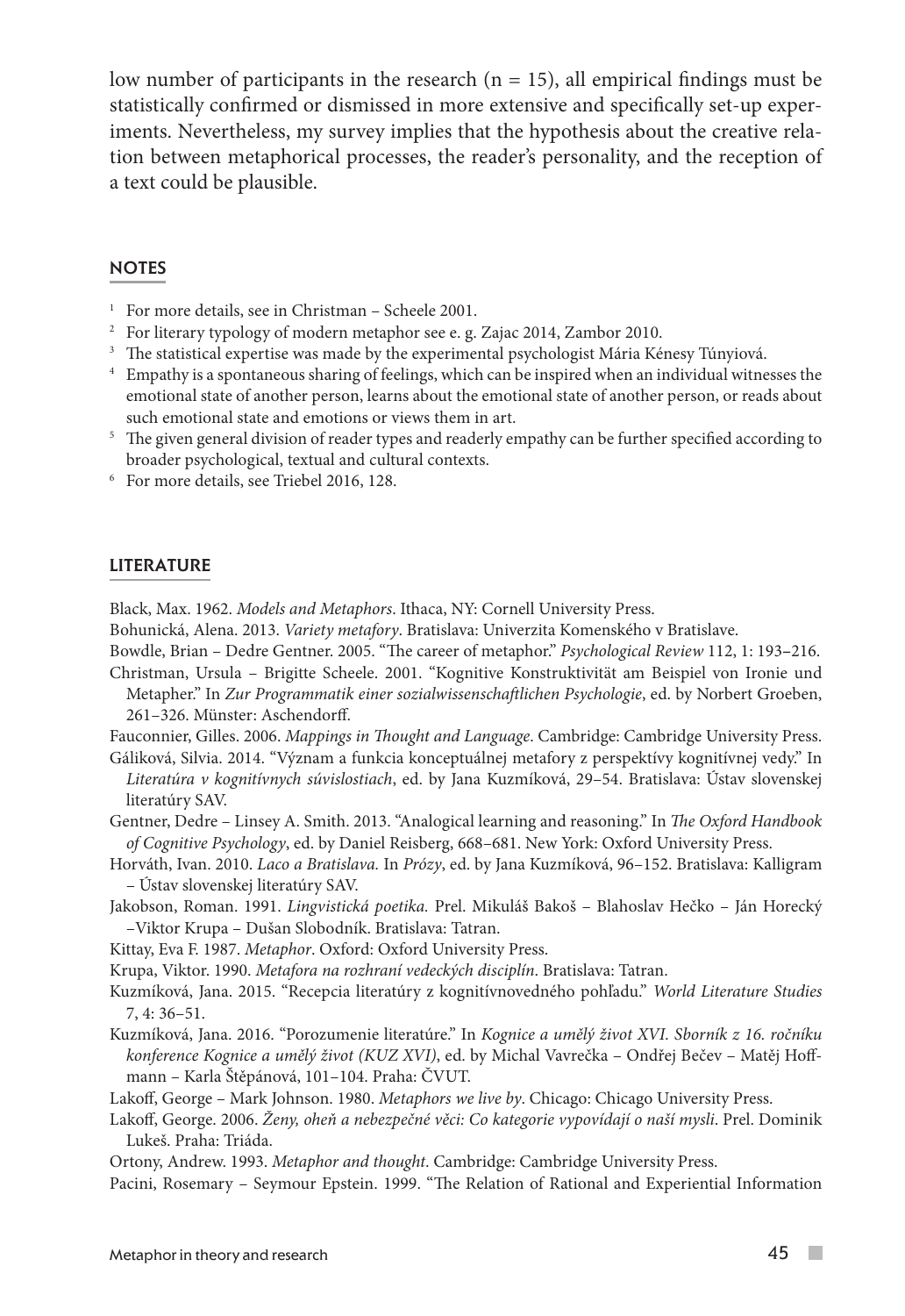low number of participants in the research (n = 15), all empirical findings must be statistically confirmed or dismissed in more extensive and specifically set-up experiments. Nevertheless, my survey implies that the hypothesis about the creative relation between metaphorical processes, the reader's personality, and the reception of a text could be plausible.

## NOTES

1. For more details, see in Christman – Scheele 2001.
2. For literary typology of modern metaphor see e. g. Zajac 2014, Zambor 2010.
3. The statistical expertise was made by the experimental psychologist Mária Kénesy Túnyiová.
4. Empathy is a spontaneous sharing of feelings, which can be inspired when an individual witnesses the emotional state of another person, learns about the emotional state of another person, or reads about such emotional state and emotions or views them in art.
5. The given general division of reader types and readerly empathy can be further specified according to broader psychological, textual and cultural contexts.
6. For more details, see Triebel 2016, 128.

## LITERATURE

Black, Max. 1962. *Models and Metaphors*. Ithaca, NY: Cornell University Press.

Bohunická, Alena. 2013. *Variety metafory*. Bratislava: Univerzita Komenského v Bratislave.

Bowdle, Brian – Dedre Gentner. 2005. "The career of metaphor." *Psychological Review* 112, 1: 193–216.

Christman, Ursula – Brigitte Scheele. 2001. "Kognitive Konstruktivität am Beispiel von Ironie und Metapher." In *Zur Programmatik einer sozialwissenschaftlichen Psychologie*, ed. by Norbert Groeben, 261–326. Münster: Aschendorff.

Fauconnier, Gilles. 2006. *Mappings in Thought and Language*. Cambridge: Cambridge University Press.

Gáliková, Silvia. 2014. "Význam a funkcia konceptuálnej metafory z perspektívy kognitívnej vedy." In *Literatúra v kognitívnych súvislostiach*, ed. by Jana Kuzmíková, 29–54. Bratislava: Ústav slovenskej literatúry SAV.

Gentner, Dedre – Linsey A. Smith. 2013. "Analogical learning and reasoning." In *The Oxford Handbook of Cognitive Psychology*, ed. by Daniel Reisberg, 668–681. New York: Oxford University Press.

Horváth, Ivan. 2010. *Laco a Bratislava*. In *Prózy*, ed. by Jana Kuzmíková, 96–152. Bratislava: Kalligram – Ústav slovenskej literatúry SAV.

Jakobson, Roman. 1991. *Lingvistická poetika.* Prel. Mikuláš Bakoš – Blahoslav Hečko – Ján Horecký –Viktor Krupa – Dušan Slobodník. Bratislava: Tatran.

Kittay, Eva F. 1987. *Metaphor*. Oxford: Oxford University Press.

Krupa, Viktor. 1990. *Metafora na rozhraní vedeckých disciplín*. Bratislava: Tatran.

Kuzmíková, Jana. 2015. "Recepcia literatúry z kognitívnovedného pohľadu." *World Literature Studies* 7, 4: 36–51.

Kuzmíková, Jana. 2016. "Porozumenie literatúre." In *Kognice a umělý život XVI. Sborník z 16. ročníku konference Kognice a umělý život (KUZ XVI)*, ed. by Michal Vavrečka – Ondřej Bečev – Matěj Hoffmann – Karla Štěpánová, 101–104. Praha: ČVUT.

Lakoff, George – Mark Johnson. 1980. *Metaphors we live by*. Chicago: Chicago University Press.

Lakoff, George. 2006. *Ženy, oheň a nebezpečné věci: Co kategorie vypovídají o naší mysli*. Prel. Dominik Lukeš. Praha: Triáda.

Ortony, Andrew. 1993. *Metaphor and thought*. Cambridge: Cambridge University Press.

Pacini, Rosemary – Seymour Epstein. 1999. "The Relation of Rational and Experiential Information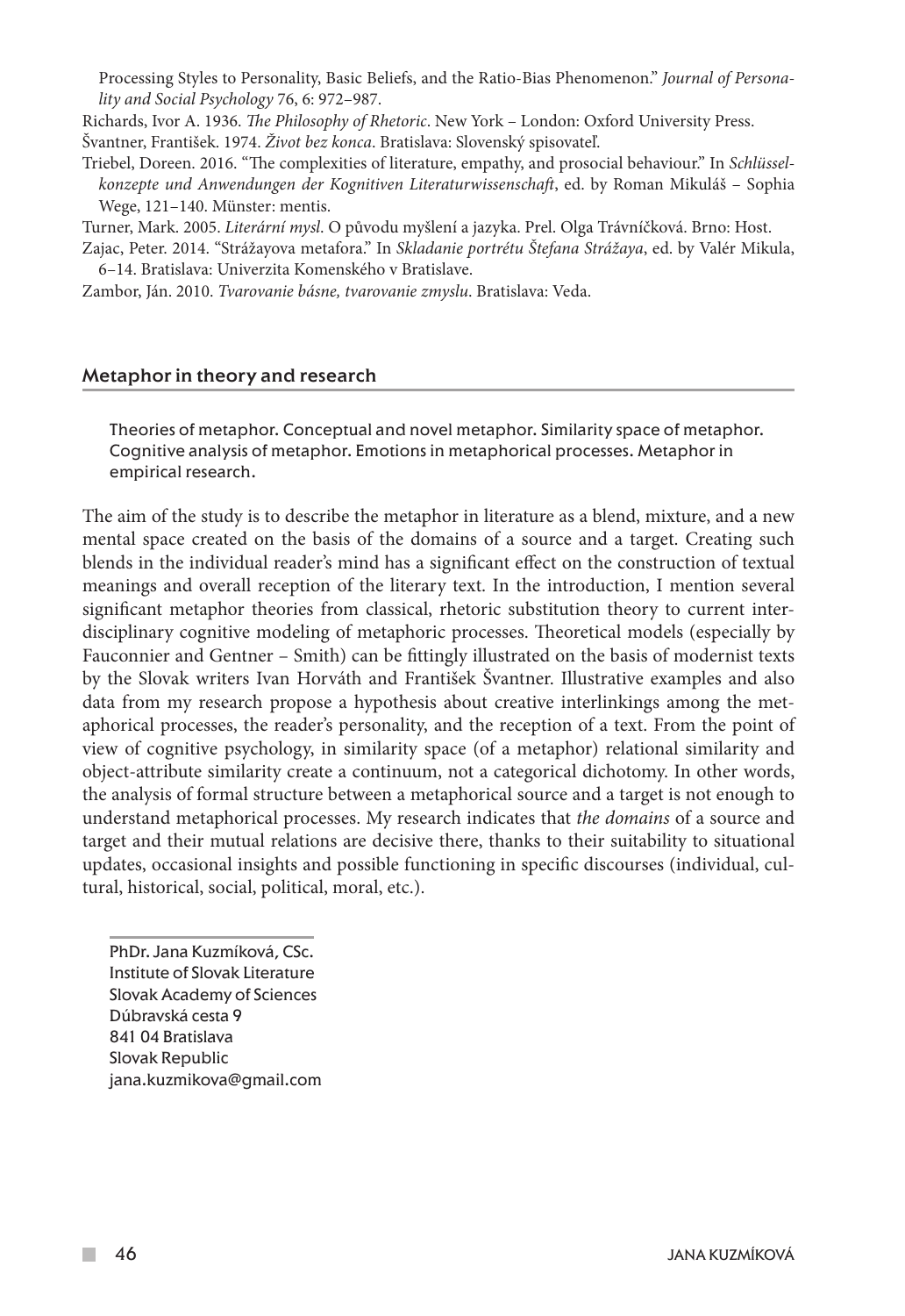Processing Styles to Personality, Basic Beliefs, and the Ratio-Bias Phenomenon." *Journal of Personality and Social Psychology* 76, 6: 972–987.

Richards, Ivor A. 1936. *The Philosophy of Rhetoric*. New York – London: Oxford University Press.

Švantner, František. 1974. *Život bez konca*. Bratislava: Slovenský spisovateľ.

Triebel, Doreen. 2016. "The complexities of literature, empathy, and prosocial behaviour." In *Schlüsselkonzepte und Anwendungen der Kognitiven Literaturwissenschaft*, ed. by Roman Mikuláš – Sophia Wege, 121–140. Münster: mentis.

Turner, Mark. 2005. *Literární mysl*. O původu myšlení a jazyka. Prel. Olga Trávníčková. Brno: Host.

Zajac, Peter. 2014. "Strážayova metafora." In *Skladanie portrétu Štefana Strážaya*, ed. by Valér Mikula, 6–14. Bratislava: Univerzita Komenského v Bratislave.

Zambor, Ján. 2010. *Tvarovanie básne, tvarovanie zmyslu*. Bratislava: Veda.

## Metaphor in theory and research

Theories of metaphor. Conceptual and novel metaphor. Similarity space of metaphor. Cognitive analysis of metaphor. Emotions in metaphorical processes. Metaphor in empirical research.

The aim of the study is to describe the metaphor in literature as a blend, mixture, and a new mental space created on the basis of the domains of a source and a target. Creating such blends in the individual reader's mind has a significant effect on the construction of textual meanings and overall reception of the literary text. In the introduction, I mention several significant metaphor theories from classical, rhetoric substitution theory to current interdisciplinary cognitive modeling of metaphoric processes. Theoretical models (especially by Fauconnier and Gentner – Smith) can be fittingly illustrated on the basis of modernist texts by the Slovak writers Ivan Horváth and František Švantner. Illustrative examples and also data from my research propose a hypothesis about creative interlinkings among the metaphorical processes, the reader's personality, and the reception of a text. From the point of view of cognitive psychology, in similarity space (of a metaphor) relational similarity and object-attribute similarity create a continuum, not a categorical dichotomy. In other words, the analysis of formal structure between a metaphorical source and a target is not enough to understand metaphorical processes. My research indicates that *the domains* of a source and target and their mutual relations are decisive there, thanks to their suitability to situational updates, occasional insights and possible functioning in specific discourses (individual, cultural, historical, social, political, moral, etc.).

PhDr. Jana Kuzmíková, CSc.
Institute of Slovak Literature
Slovak Academy of Sciences
Dúbravská cesta 9
841 04 Bratislava
Slovak Republic
jana.kuzmikova@gmail.com